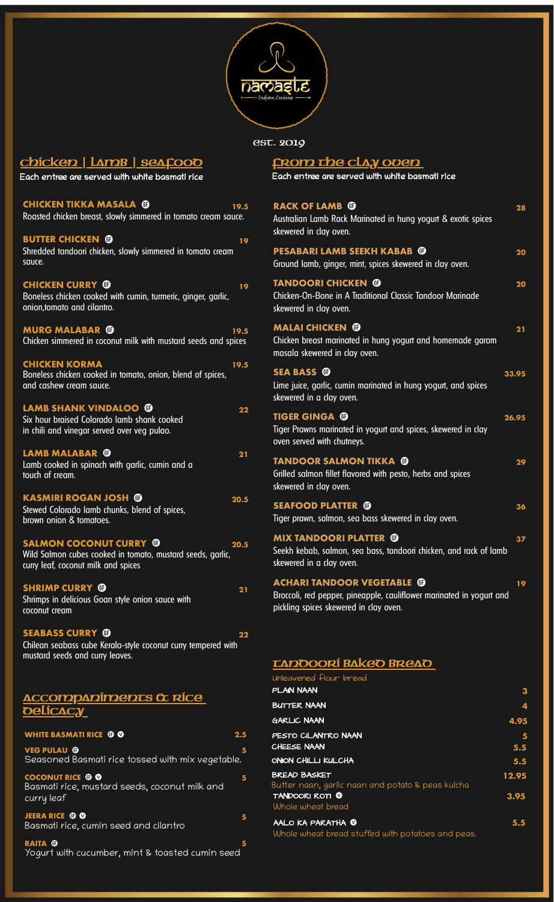# namaste

Indian Cuisine

est. 2019

## Chicken | Lamb | Seafood

Each entree are served with white basmati rice

**CHICKEN TIKKA MASALA** GF — 19.5
Roasted chicken breast, slowly simmered in tomato cream sauce.

**BUTTER CHICKEN** GF — 19
Shredded tandoori chicken, slowly simmered in tomato cream sauce.

**CHICKEN CURRY** GF — 19
Boneless chicken cooked with cumin, turmeric, ginger, garlic, onion,tomato and cilantro.

**MURG MALABAR** GF — 19.5
Chicken simmered in coconut milk with mustard seeds and spices

**CHICKEN KORMA** — 19.5
Boneless chicken cooked in tomato, onion, blend of spices, and cashew cream sauce.

**LAMB SHANK VINDALOO** GF — 22
Six hour braised Colorado lamb shank cooked in chili and vinegar served over veg pulao.

**LAMB MALABAR** GF — 21
Lamb cooked in spinach with garlic, cumin and a touch of cream.

**KASMIRI ROGAN JOSH** GF — 20.5
Stewed Colorado lamb chunks, blend of spices, brown onion & tomatoes.

**SALMON COCONUT CURRY** GF — 20.5
Wild Salmon cubes cooked in tomato, mustard seeds, garlic, curry leaf, coconut milk and spices

**SHRIMP CURRY** GF — 21
Shrimps in delicious Goan style onion sauce with coconut cream

**SEABASS CURRY** GF — 22
Chilean seabass cube Kerala-style coconut curry tempered with mustard seeds and curry leaves.

## Accompaniments & Rice Delicacy

**WHITE BASMATI RICE** GF V — 2.5

**VEG PULAU** GF — 5
Seasoned Basmati rice tossed with mix vegetable.

**COCONUT RICE** GF V — 5
Basmati rice, mustard seeds, coconut milk and curry leaf

**JEERA RICE** GF V — 5
Basmati rice, cumin seed and cilantro

**RAITA** GF — 5
Yogurt with cucumber, mint & toasted cumin seed

## From the Clay Oven

Each entree are served with white basmati rice

**RACK OF LAMB** GF — 28
Australian Lamb Rack Marinated in hung yogurt & exotic spices skewered in clay oven.

**PESABARI LAMB SEEKH KABAB** GF — 20
Ground lamb, ginger, mint, spices skewered in clay oven.

**TANDOORI CHICKEN** GF — 20
Chicken-On-Bone in A Traditional Classic Tandoor Marinade skewered in clay oven.

**MALAI CHICKEN** GF — 21
Chicken breast marinated in hung yogurt and homemade garam masala skewered in clay oven.

**SEA BASS** GF — 33.95
Lime juice, garlic, cumin marinated in hung yogurt, and spices skewered in a clay oven.

**TIGER GINGA** GF — 26.95
Tiger Prawns marinated in yogurt and spices, skewered in clay oven served with chutneys.

**TANDOOR SALMON TIKKA** GF — 29
Grilled salmon fillet flavored with pesto, herbs and spices skewered in clay oven.

**SEAFOOD PLATTER** GF — 36
Tiger prawn, salmon, sea bass skewered in clay oven.

**MIX TANDOORI PLATTER** GF — 37
Seekh kebab, salmon, sea bass, tandoori chicken, and rack of lamb skewered in a clay oven.

**ACHARI TANDOOR VEGETABLE** GF — 19
Broccoli, red pepper, pineapple, cauliflower marinated in yogurt and pickling spices skewered in clay oven.

## Tandoori Baked Bread

Unleavened flour bread

| Item | Price |
| --- | --- |
| PLAIN NAAN | 3 |
| BUTTER NAAN | 4 |
| GARLIC NAAN | 4.95 |
| PESTO CILANTRO NAAN | 5 |
| CHEESE NAAN | 5.5 |
| ONION CHILLI KULCHA | 5.5 |
| BREAD BASKET<br>Butter naan, garlic naan and potato & peas kulcha | 12.95 |
| TANDOORI ROTI V<br>Whole wheat bread | 3.95 |
| AALO KA PARATHA V<br>Whole wheat bread stuffed with potatoes and peas. | 5.5 |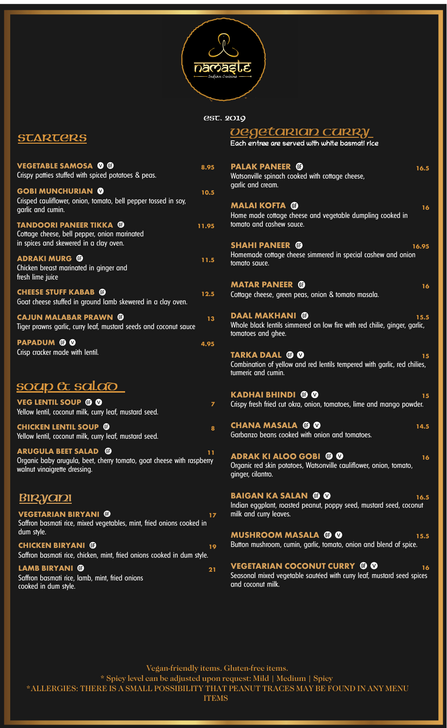namaste

Indian Cuisine

EST. 2019

## STARTERS

**VEGETABLE SAMOSA** V GF — 8.95
Crispy patties stuffed with spiced potatoes & peas.

**GOBI MUNCHURIAN** V — 10.5
Crisped cauliflower, onion, tomato, bell pepper tossed in soy, garlic and cumin.

**TANDOORI PANEER TIKKA** GF — 11.95
Cottage cheese, bell pepper, onion marinated in spices and skewered in a clay oven.

**ADRAKI MURG** GF — 11.5
Chicken breast marinated in ginger and fresh lime juice

**CHEESE STUFF KABAB** GF — 12.5
Goat cheese stuffed in ground lamb skewered in a clay oven.

**CAJUN MALABAR PRAWN** GF — 13
Tiger prawns garlic, curry leaf, mustard seeds and coconut sauce

**PAPADUM** GF V — 4.95
Crisp cracker made with lentil.

## SOUP & SALAD

**VEG LENTIL SOUP** GF V — 7
Yellow lentil, coconut milk, curry leaf, mustard seed.

**CHICKEN LENTIL SOUP** GF — 8
Yellow lentil, coconut milk, curry leaf, mustard seed.

**ARUGULA BEET SALAD** GF — 11
Organic baby arugula, beet, cherry tomato, goat cheese with raspberry walnut vinaigrette dressing.

## BIRYANI

**VEGETARIAN BIRYANI** GF — 17
Saffron basmati rice, mixed vegetables, mint, fried onions cooked in dum style.

**CHICKEN BIRYANI** GF — 19
Saffron basmati rice, chicken, mint, fried onions cooked in dum style.

**LAMB BIRYANI** GF — 21
Saffron basmati rice, lamb, mint, fried onions cooked in dum style.

## VEGETARIAN CURRY

Each entree are served with white basmati rice

**PALAK PANEER** GF — 16.5
Watsonville spinach cooked with cottage cheese, garlic and cream.

**MALAI KOFTA** GF — 16
Home made cottage cheese and vegetable dumpling cooked in tomato and cashew sauce.

**SHAHI PANEER** GF — 16.95
Homemade cottage cheese simmered in special cashew and onion tomato sauce.

**MATAR PANEER** GF — 16
Cottage cheese, green peas, onion & tomato masala.

**DAAL MAKHANI** GF — 15.5
Whole black lentils simmered on low fire with red chilie, ginger, garlic, tomatoes and ghee.

**TARKA DAAL** GF V — 15
Combination of yellow and red lentils tempered with garlic, red chilies, turmeric and cumin.

**KADHAI BHINDI** GF V — 15
Crispy fresh fried cut okra, onion, tomatoes, lime and mango powder.

**CHANA MASALA** GF V — 14.5
Garbanzo beans cooked with onion and tomatoes.

**ADRAK KI ALOO GOBI** GF V — 16
Organic red skin potatoes, Watsonville cauliflower, onion, tomato, ginger, cilantro.

**BAIGAN KA SALAN** GF V — 16.5
Indian eggplant, roasted peanut, poppy seed, mustard seed, coconut milk and curry leaves.

**MUSHROOM MASALA** GF V — 15.5
Button mushroom, cumin, garlic, tomato, onion and blend of spice.

**VEGETARIAN COCONUT CURRY** GF V — 16
Seasonal mixed vegetable sautéed with curry leaf, mustard seed spices and coconut milk.

Vegan-friendly items. Gluten-free items.

* Spicy level can be adjusted upon request: Mild | Medium | Spicy

*ALLERGIES: THERE IS A SMALL POSSIBILITY THAT PEANUT TRACES MAY BE FOUND IN ANY MENU ITEMS